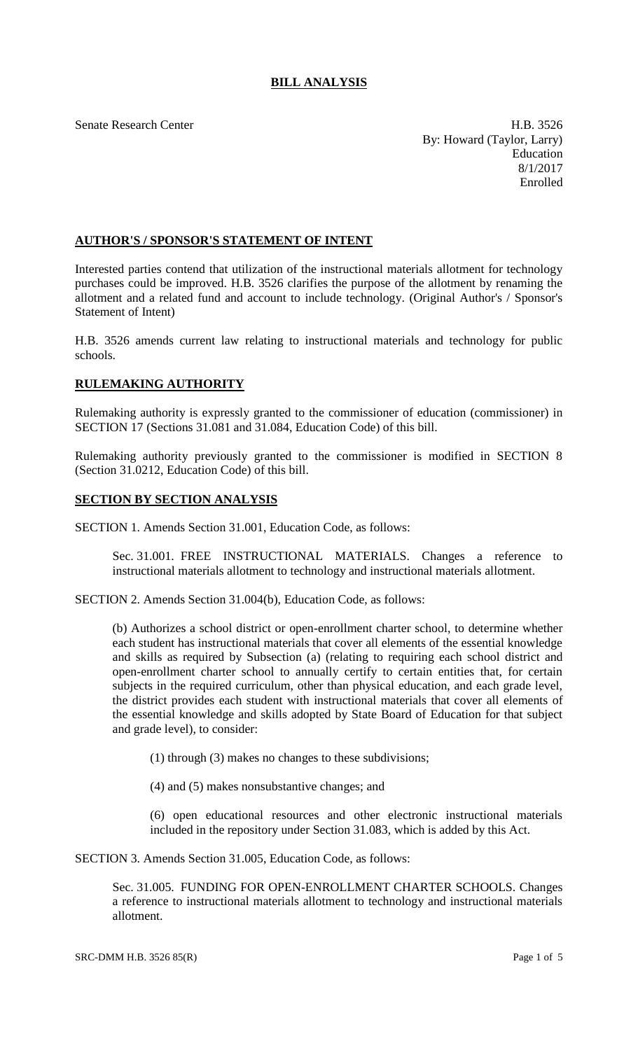# BILL ANALYSIS

Senate Research Center

H.B. 3526
By: Howard (Taylor, Larry)
Education
8/1/2017
Enrolled

## AUTHOR'S / SPONSOR'S STATEMENT OF INTENT

Interested parties contend that utilization of the instructional materials allotment for technology purchases could be improved. H.B. 3526 clarifies the purpose of the allotment by renaming the allotment and a related fund and account to include technology. (Original Author's / Sponsor's Statement of Intent)

H.B. 3526 amends current law relating to instructional materials and technology for public schools.

## RULEMAKING AUTHORITY

Rulemaking authority is expressly granted to the commissioner of education (commissioner) in SECTION 17 (Sections 31.081 and 31.084, Education Code) of this bill.

Rulemaking authority previously granted to the commissioner is modified in SECTION 8 (Section 31.0212, Education Code) of this bill.

## SECTION BY SECTION ANALYSIS

SECTION 1. Amends Section 31.001, Education Code, as follows:

Sec. 31.001. FREE INSTRUCTIONAL MATERIALS. Changes a reference to instructional materials allotment to technology and instructional materials allotment.

SECTION 2. Amends Section 31.004(b), Education Code, as follows:

(b) Authorizes a school district or open-enrollment charter school, to determine whether each student has instructional materials that cover all elements of the essential knowledge and skills as required by Subsection (a) (relating to requiring each school district and open-enrollment charter school to annually certify to certain entities that, for certain subjects in the required curriculum, other than physical education, and each grade level, the district provides each student with instructional materials that cover all elements of the essential knowledge and skills adopted by State Board of Education for that subject and grade level), to consider:

(1) through (3) makes no changes to these subdivisions;

(4) and (5) makes nonsubstantive changes; and

(6) open educational resources and other electronic instructional materials included in the repository under Section 31.083, which is added by this Act.

SECTION 3. Amends Section 31.005, Education Code, as follows:

Sec. 31.005. FUNDING FOR OPEN-ENROLLMENT CHARTER SCHOOLS. Changes a reference to instructional materials allotment to technology and instructional materials allotment.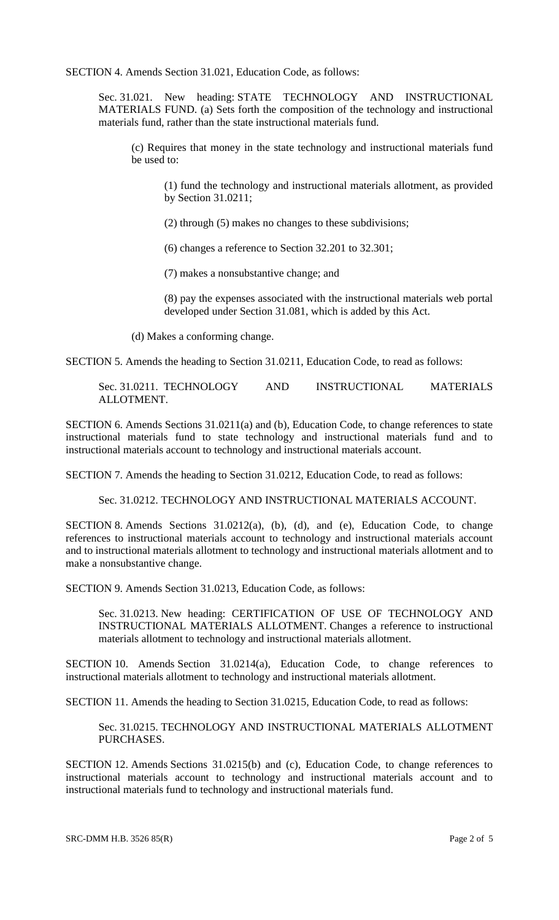SECTION 4. Amends Section 31.021, Education Code, as follows:

Sec. 31.021. New heading: STATE TECHNOLOGY AND INSTRUCTIONAL MATERIALS FUND. (a) Sets forth the composition of the technology and instructional materials fund, rather than the state instructional materials fund.

(c) Requires that money in the state technology and instructional materials fund be used to:

(1) fund the technology and instructional materials allotment, as provided by Section 31.0211;

(2) through (5) makes no changes to these subdivisions;

(6) changes a reference to Section 32.201 to 32.301;

(7) makes a nonsubstantive change; and

(8) pay the expenses associated with the instructional materials web portal developed under Section 31.081, which is added by this Act.

(d) Makes a conforming change.

SECTION 5. Amends the heading to Section 31.0211, Education Code, to read as follows:

Sec. 31.0211. TECHNOLOGY AND INSTRUCTIONAL MATERIALS ALLOTMENT.

SECTION 6. Amends Sections 31.0211(a) and (b), Education Code, to change references to state instructional materials fund to state technology and instructional materials fund and to instructional materials account to technology and instructional materials account.

SECTION 7. Amends the heading to Section 31.0212, Education Code, to read as follows:

Sec. 31.0212. TECHNOLOGY AND INSTRUCTIONAL MATERIALS ACCOUNT.

SECTION 8. Amends Sections 31.0212(a), (b), (d), and (e), Education Code, to change references to instructional materials account to technology and instructional materials account and to instructional materials allotment to technology and instructional materials allotment and to make a nonsubstantive change.

SECTION 9. Amends Section 31.0213, Education Code, as follows:

Sec. 31.0213. New heading: CERTIFICATION OF USE OF TECHNOLOGY AND INSTRUCTIONAL MATERIALS ALLOTMENT. Changes a reference to instructional materials allotment to technology and instructional materials allotment.

SECTION 10. Amends Section 31.0214(a), Education Code, to change references to instructional materials allotment to technology and instructional materials allotment.

SECTION 11. Amends the heading to Section 31.0215, Education Code, to read as follows:

Sec. 31.0215. TECHNOLOGY AND INSTRUCTIONAL MATERIALS ALLOTMENT PURCHASES.

SECTION 12. Amends Sections 31.0215(b) and (c), Education Code, to change references to instructional materials account to technology and instructional materials account and to instructional materials fund to technology and instructional materials fund.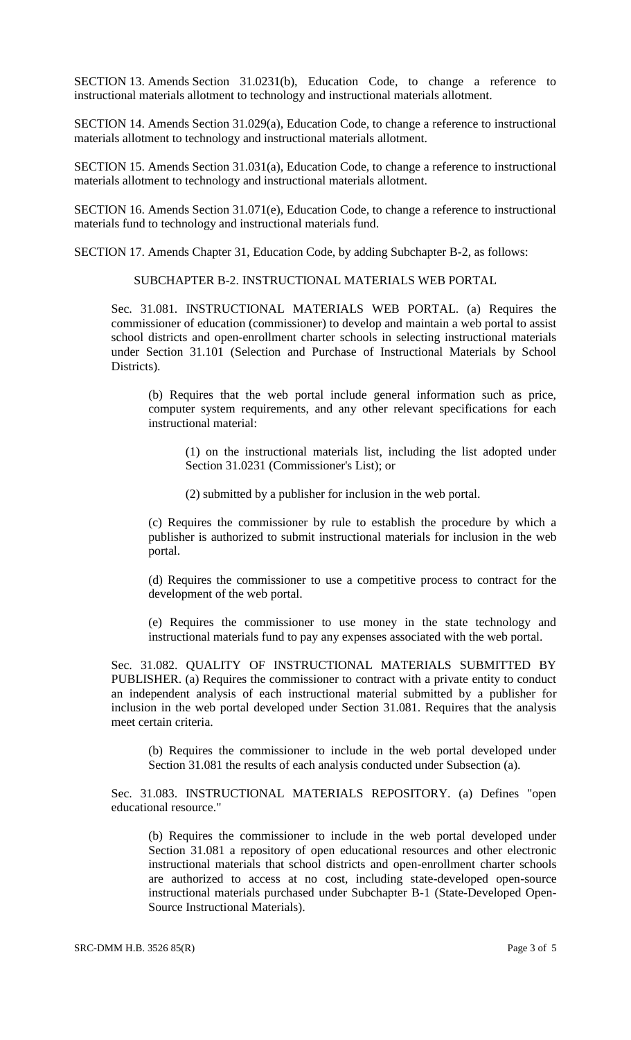SECTION 13. Amends Section 31.0231(b), Education Code, to change a reference to instructional materials allotment to technology and instructional materials allotment.

SECTION 14. Amends Section 31.029(a), Education Code, to change a reference to instructional materials allotment to technology and instructional materials allotment.

SECTION 15. Amends Section 31.031(a), Education Code, to change a reference to instructional materials allotment to technology and instructional materials allotment.

SECTION 16. Amends Section 31.071(e), Education Code, to change a reference to instructional materials fund to technology and instructional materials fund.

SECTION 17. Amends Chapter 31, Education Code, by adding Subchapter B-2, as follows:

SUBCHAPTER B-2. INSTRUCTIONAL MATERIALS WEB PORTAL

Sec. 31.081. INSTRUCTIONAL MATERIALS WEB PORTAL. (a) Requires the commissioner of education (commissioner) to develop and maintain a web portal to assist school districts and open-enrollment charter schools in selecting instructional materials under Section 31.101 (Selection and Purchase of Instructional Materials by School Districts).

(b) Requires that the web portal include general information such as price, computer system requirements, and any other relevant specifications for each instructional material:

(1) on the instructional materials list, including the list adopted under Section 31.0231 (Commissioner's List); or

(2) submitted by a publisher for inclusion in the web portal.

(c) Requires the commissioner by rule to establish the procedure by which a publisher is authorized to submit instructional materials for inclusion in the web portal.

(d) Requires the commissioner to use a competitive process to contract for the development of the web portal.

(e) Requires the commissioner to use money in the state technology and instructional materials fund to pay any expenses associated with the web portal.

Sec. 31.082. QUALITY OF INSTRUCTIONAL MATERIALS SUBMITTED BY PUBLISHER. (a) Requires the commissioner to contract with a private entity to conduct an independent analysis of each instructional material submitted by a publisher for inclusion in the web portal developed under Section 31.081. Requires that the analysis meet certain criteria.

(b) Requires the commissioner to include in the web portal developed under Section 31.081 the results of each analysis conducted under Subsection (a).

Sec. 31.083. INSTRUCTIONAL MATERIALS REPOSITORY. (a) Defines "open educational resource."

(b) Requires the commissioner to include in the web portal developed under Section 31.081 a repository of open educational resources and other electronic instructional materials that school districts and open-enrollment charter schools are authorized to access at no cost, including state-developed open-source instructional materials purchased under Subchapter B-1 (State-Developed Open-Source Instructional Materials).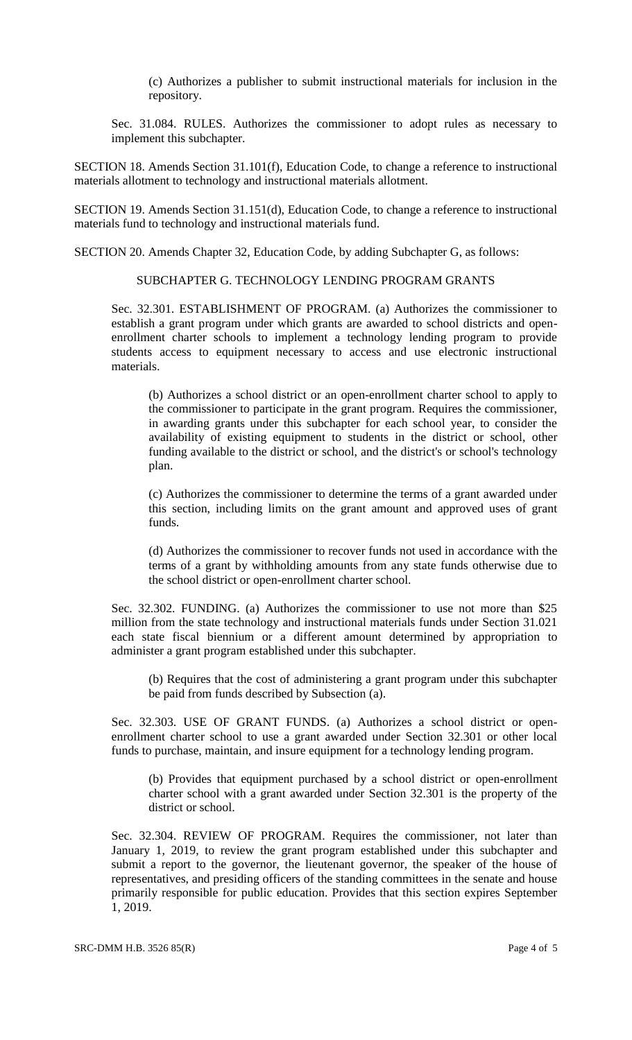(c) Authorizes a publisher to submit instructional materials for inclusion in the repository.

Sec. 31.084. RULES. Authorizes the commissioner to adopt rules as necessary to implement this subchapter.

SECTION 18. Amends Section 31.101(f), Education Code, to change a reference to instructional materials allotment to technology and instructional materials allotment.

SECTION 19. Amends Section 31.151(d), Education Code, to change a reference to instructional materials fund to technology and instructional materials fund.

SECTION 20. Amends Chapter 32, Education Code, by adding Subchapter G, as follows:

SUBCHAPTER G. TECHNOLOGY LENDING PROGRAM GRANTS

Sec. 32.301. ESTABLISHMENT OF PROGRAM. (a) Authorizes the commissioner to establish a grant program under which grants are awarded to school districts and open-enrollment charter schools to implement a technology lending program to provide students access to equipment necessary to access and use electronic instructional materials.

(b) Authorizes a school district or an open-enrollment charter school to apply to the commissioner to participate in the grant program. Requires the commissioner, in awarding grants under this subchapter for each school year, to consider the availability of existing equipment to students in the district or school, other funding available to the district or school, and the district's or school's technology plan.

(c) Authorizes the commissioner to determine the terms of a grant awarded under this section, including limits on the grant amount and approved uses of grant funds.

(d) Authorizes the commissioner to recover funds not used in accordance with the terms of a grant by withholding amounts from any state funds otherwise due to the school district or open-enrollment charter school.

Sec. 32.302. FUNDING. (a) Authorizes the commissioner to use not more than $25 million from the state technology and instructional materials funds under Section 31.021 each state fiscal biennium or a different amount determined by appropriation to administer a grant program established under this subchapter.

(b) Requires that the cost of administering a grant program under this subchapter be paid from funds described by Subsection (a).

Sec. 32.303. USE OF GRANT FUNDS. (a) Authorizes a school district or open-enrollment charter school to use a grant awarded under Section 32.301 or other local funds to purchase, maintain, and insure equipment for a technology lending program.

(b) Provides that equipment purchased by a school district or open-enrollment charter school with a grant awarded under Section 32.301 is the property of the district or school.

Sec. 32.304. REVIEW OF PROGRAM. Requires the commissioner, not later than January 1, 2019, to review the grant program established under this subchapter and submit a report to the governor, the lieutenant governor, the speaker of the house of representatives, and presiding officers of the standing committees in the senate and house primarily responsible for public education. Provides that this section expires September 1, 2019.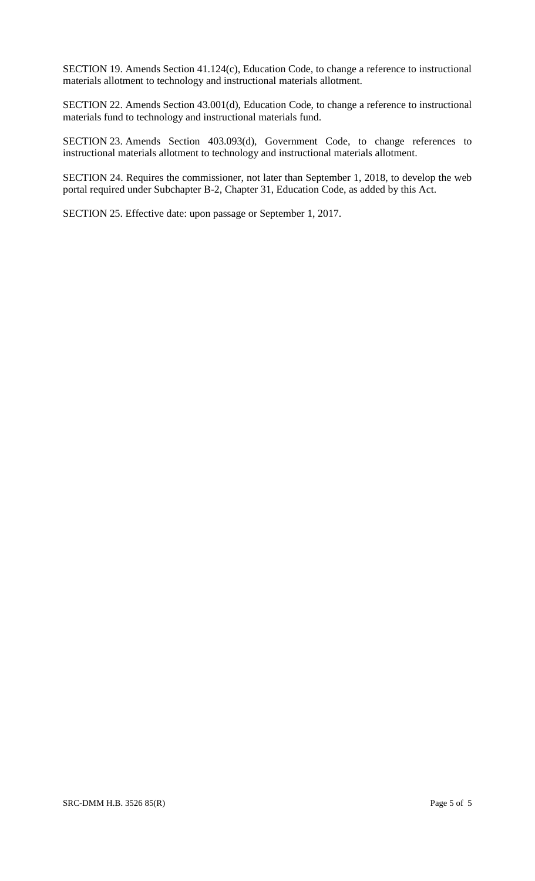SECTION 19. Amends Section 41.124(c), Education Code, to change a reference to instructional materials allotment to technology and instructional materials allotment.

SECTION 22. Amends Section 43.001(d), Education Code, to change a reference to instructional materials fund to technology and instructional materials fund.

SECTION 23. Amends Section 403.093(d), Government Code, to change references to instructional materials allotment to technology and instructional materials allotment.

SECTION 24. Requires the commissioner, not later than September 1, 2018, to develop the web portal required under Subchapter B-2, Chapter 31, Education Code, as added by this Act.

SECTION 25. Effective date: upon passage or September 1, 2017.